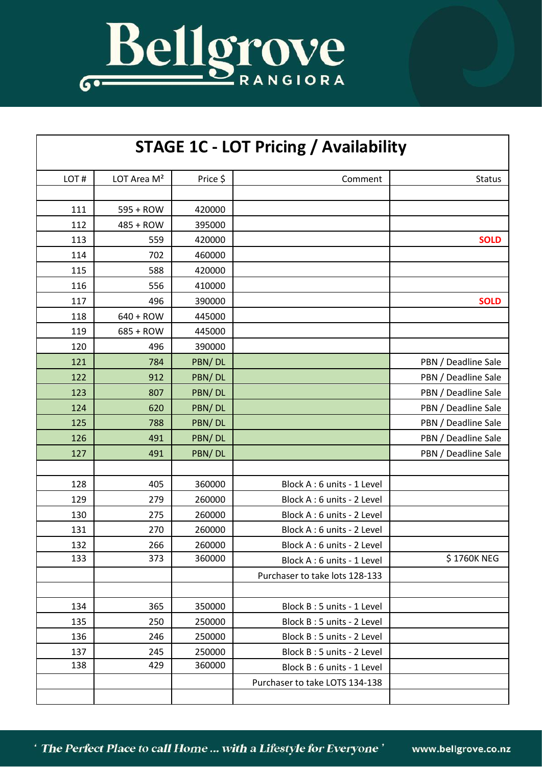# Bellgrove RANGIORA

## STAGE 1C - LOT Pricing / Availability

| LOT # | LOT Area M² | Price $ | Comment | Status |
|---|---|---|---|---|
| | | | | |
| 111 | 595 + ROW | 420000 | | |
| 112 | 485 + ROW | 395000 | | |
| 113 | 559 | 420000 | | **SOLD** |
| 114 | 702 | 460000 | | |
| 115 | 588 | 420000 | | |
| 116 | 556 | 410000 | | |
| 117 | 496 | 390000 | | **SOLD** |
| 118 | 640 + ROW | 445000 | | |
| 119 | 685 + ROW | 445000 | | |
| 120 | 496 | 390000 | | |
| 121 | 784 | PBN/ DL | | PBN / Deadline Sale |
| 122 | 912 | PBN/ DL | | PBN / Deadline Sale |
| 123 | 807 | PBN/ DL | | PBN / Deadline Sale |
| 124 | 620 | PBN/ DL | | PBN / Deadline Sale |
| 125 | 788 | PBN/ DL | | PBN / Deadline Sale |
| 126 | 491 | PBN/ DL | | PBN / Deadline Sale |
| 127 | 491 | PBN/ DL | | PBN / Deadline Sale |
| | | | | |
| 128 | 405 | 360000 | Block A : 6 units - 1 Level | |
| 129 | 279 | 260000 | Block A : 6 units - 2 Level | |
| 130 | 275 | 260000 | Block A : 6 units - 2 Level | |
| 131 | 270 | 260000 | Block A : 6 units - 2 Level | |
| 132 | 266 | 260000 | Block A : 6 units - 2 Level | |
| 133 | 373 | 360000 | Block A : 6 units - 1 Level | $ 1760K NEG |
| | | | Purchaser to take lots 128-133 | |
| | | | | |
| 134 | 365 | 350000 | Block B : 5 units - 1 Level | |
| 135 | 250 | 250000 | Block B : 5 units - 2 Level | |
| 136 | 246 | 250000 | Block B : 5 units - 2 Level | |
| 137 | 245 | 250000 | Block B : 5 units - 2 Level | |
| 138 | 429 | 360000 | Block B : 6 units - 1 Level | |
| | | | Purchaser to take LOTS 134-138 | |
| | | | | |

*' The Perfect Place to call Home ... with a Lifestyle for Everyone '*

www.bellgrove.co.nz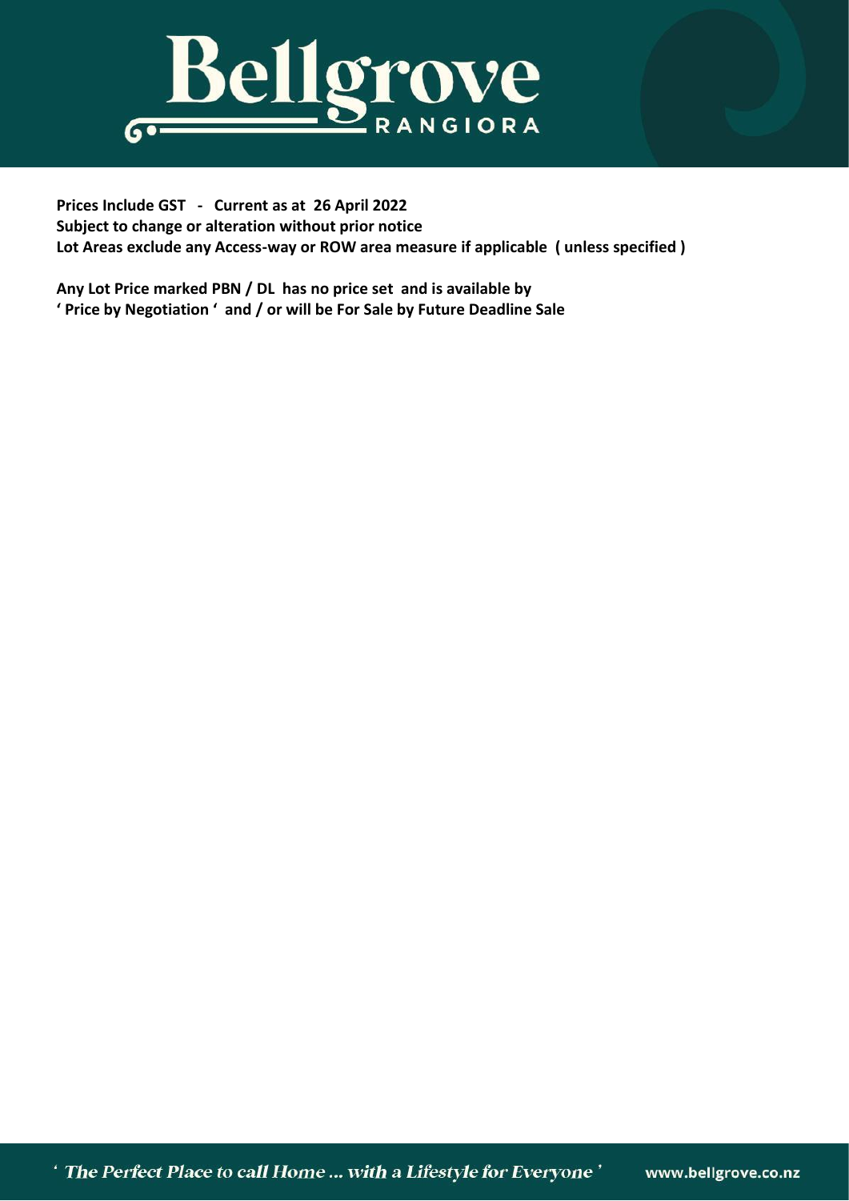**Prices Include GST - Current as at 26 April 2022**
**Subject to change or alteration without prior notice**
**Lot Areas exclude any Access-way or ROW area measure if applicable ( unless specified )**

**Any Lot Price marked PBN / DL has no price set and is available by**
**' Price by Negotiation ' and / or will be For Sale by Future Deadline Sale**